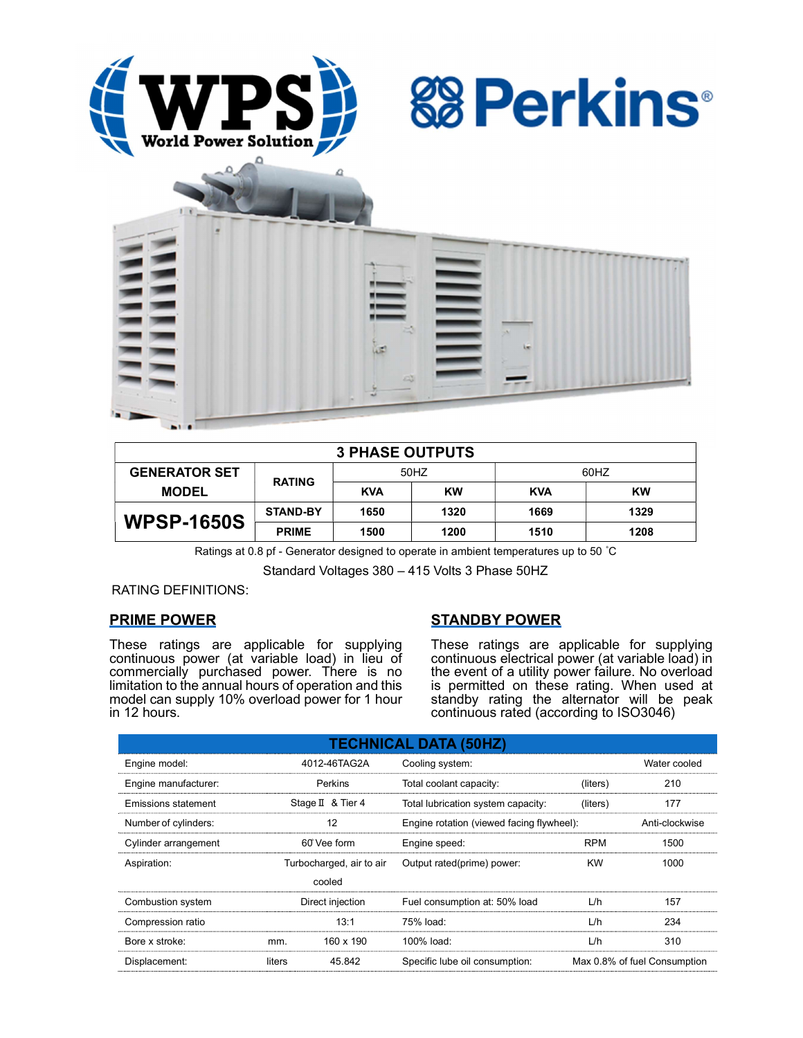WPS World Power Solution

Perkins®

| 3 PHASE OUTPUTS | | | | | |
|---|---|---|---|---|---|
| GENERATOR SET MODEL | RATING | 50HZ | | 60HZ | |
| | | KVA | KW | KVA | KW |
| WPSP-1650S | STAND-BY | 1650 | 1320 | 1669 | 1329 |
| | PRIME | 1500 | 1200 | 1510 | 1208 |

Ratings at 0.8 pf - Generator designed to operate in ambient temperatures up to 50 ˚C

Standard Voltages 380 – 415 Volts 3 Phase 50HZ

RATING DEFINITIONS:

## PRIME POWER

These ratings are applicable for supplying continuous power (at variable load) in lieu of commercially purchased power. There is no limitation to the annual hours of operation and this model can supply 10% overload power for 1 hour in 12 hours.

## STANDBY POWER

These ratings are applicable for supplying continuous electrical power (at variable load) in the event of a utility power failure. No overload is permitted on these rating. When used at standby rating the alternator will be peak continuous rated (according to ISO3046)

| TECHNICAL DATA (50HZ) | | | | | |
|---|---|---|---|---|---|
| Engine model: | | 4012-46TAG2A | Cooling system: | | Water cooled |
| Engine manufacturer: | | Perkins | Total coolant capacity: | (liters) | 210 |
| Emissions statement | | Stage Ⅱ & Tier 4 | Total lubrication system capacity: | (liters) | 177 |
| Number of cylinders: | | 12 | Engine rotation (viewed facing flywheel): | | Anti-clockwise |
| Cylinder arrangement | | 60̊ Vee form | Engine speed: | RPM | 1500 |
| Aspiration: | | Turbocharged, air to air cooled | Output rated(prime) power: | KW | 1000 |
| Combustion system | | Direct injection | Fuel consumption at: 50% load | L/h | 157 |
| Compression ratio | | 13:1 | 75% load: | L/h | 234 |
| Bore x stroke: | mm. | 160 x 190 | 100% load: | L/h | 310 |
| Displacement: | liters | 45.842 | Specific lube oil consumption: | | Max 0.8% of fuel Consumption |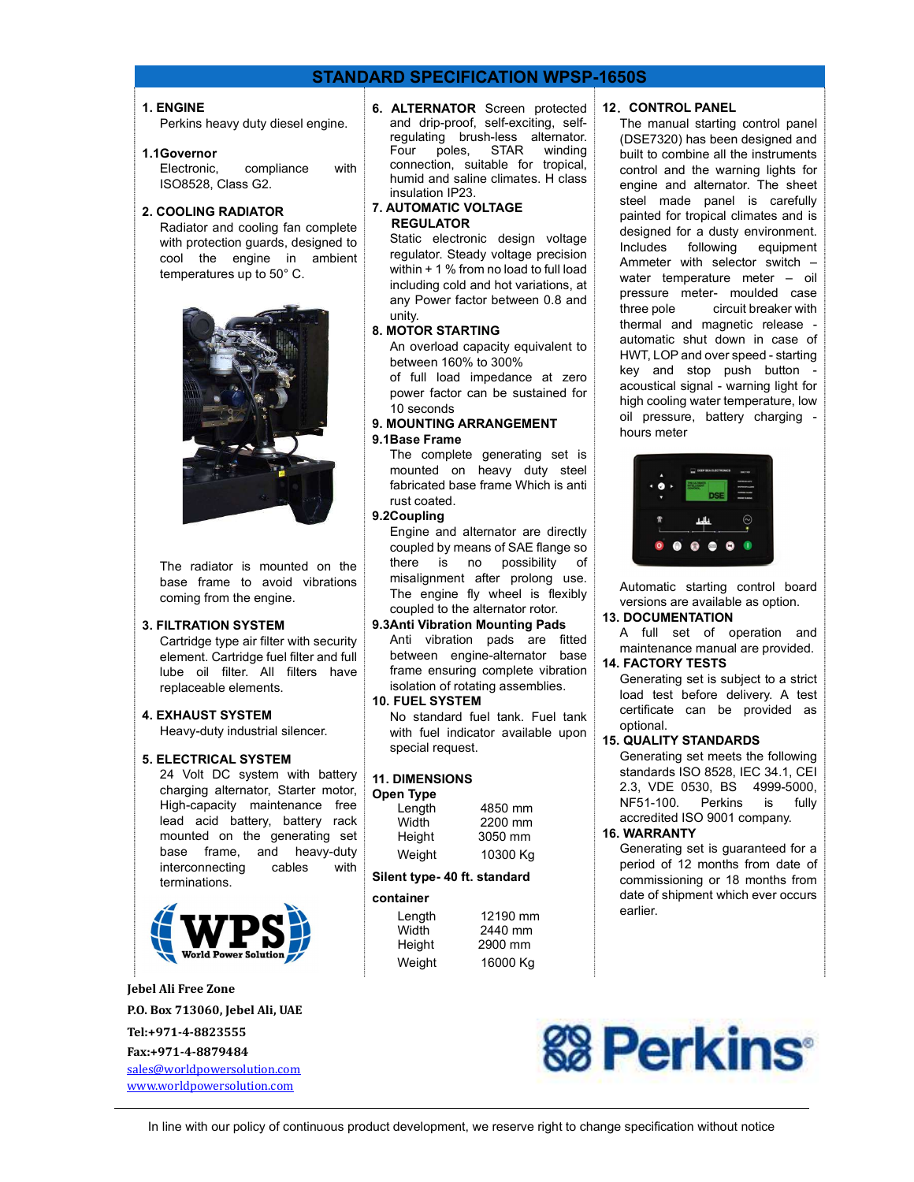# STANDARD SPECIFICATION WPSP-1650S

## 1. ENGINE

Perkins heavy duty diesel engine.

### 1.1Governor

Electronic, compliance with ISO8528, Class G2.

## 2. COOLING RADIATOR

Radiator and cooling fan complete with protection guards, designed to cool the engine in ambient temperatures up to 50° C.

The radiator is mounted on the base frame to avoid vibrations coming from the engine.

## 3. FILTRATION SYSTEM

Cartridge type air filter with security element. Cartridge fuel filter and full lube oil filter. All filters have replaceable elements.

## 4. EXHAUST SYSTEM

Heavy-duty industrial silencer.

## 5. ELECTRICAL SYSTEM

24 Volt DC system with battery charging alternator, Starter motor, High-capacity maintenance free lead acid battery, battery rack mounted on the generating set base frame, and heavy-duty interconnecting cables with terminations.

## 6. ALTERNATOR

Screen protected and drip-proof, self-exciting, self-regulating brush-less alternator. Four poles, STAR winding connection, suitable for tropical, humid and saline climates. H class insulation IP23.

## 7. AUTOMATIC VOLTAGE REGULATOR

Static electronic design voltage regulator. Steady voltage precision within + 1 % from no load to full load including cold and hot variations, at any Power factor between 0.8 and unity.

## 8. MOTOR STARTING

An overload capacity equivalent to between 160% to 300% of full load impedance at zero power factor can be sustained for 10 seconds

## 9. MOUNTING ARRANGEMENT

### 9.1Base Frame

The complete generating set is mounted on heavy duty steel fabricated base frame Which is anti rust coated.

### 9.2Coupling

Engine and alternator are directly coupled by means of SAE flange so there is no possibility of misalignment after prolong use. The engine fly wheel is flexibly coupled to the alternator rotor.

### 9.3Anti Vibration Mounting Pads

Anti vibration pads are fitted between engine-alternator base frame ensuring complete vibration isolation of rotating assemblies.

## 10. FUEL SYSTEM

No standard fuel tank. Fuel tank with fuel indicator available upon special request.

## 11. DIMENSIONS

**Open Type**

| | |
|---|---|
| Length | 4850 mm |
| Width | 2200 mm |
| Height | 3050 mm |
| Weight | 10300 Kg |

**Silent type- 40 ft. standard container**

| | |
|---|---|
| Length | 12190 mm |
| Width | 2440 mm |
| Height | 2900 mm |
| Weight | 16000 Kg |

## 12. CONTROL PANEL

The manual starting control panel (DSE7320) has been designed and built to combine all the instruments control and the warning lights for engine and alternator. The sheet steel made panel is carefully painted for tropical climates and is designed for a dusty environment. Includes following equipment Ammeter with selector switch – water temperature meter – oil pressure meter- moulded case three pole circuit breaker with thermal and magnetic release - automatic shut down in case of HWT, LOP and over speed - starting key and stop push button - acoustical signal - warning light for high cooling water temperature, low oil pressure, battery charging - hours meter

Automatic starting control board versions are available as option.

## 13. DOCUMENTATION

A full set of operation and maintenance manual are provided.

## 14. FACTORY TESTS

Generating set is subject to a strict load test before delivery. A test certificate can be provided as optional.

## 15. QUALITY STANDARDS

Generating set meets the following standards ISO 8528, IEC 34.1, CEI 2.3, VDE 0530, BS 4999-5000, NF51-100. Perkins is fully accredited ISO 9001 company.

## 16. WARRANTY

Generating set is guaranteed for a period of 12 months from date of commissioning or 18 months from date of shipment which ever occurs earlier.

WPS World Power Solution

**Jebel Ali Free Zone**
**P.O. Box 713060, Jebel Ali, UAE**
**Tel:+971-4-8823555**
**Fax:+971-4-8879484**
sales@worldpowersolution.com
www.worldpowersolution.com

Perkins

In line with our policy of continuous product development, we reserve right to change specification without notice